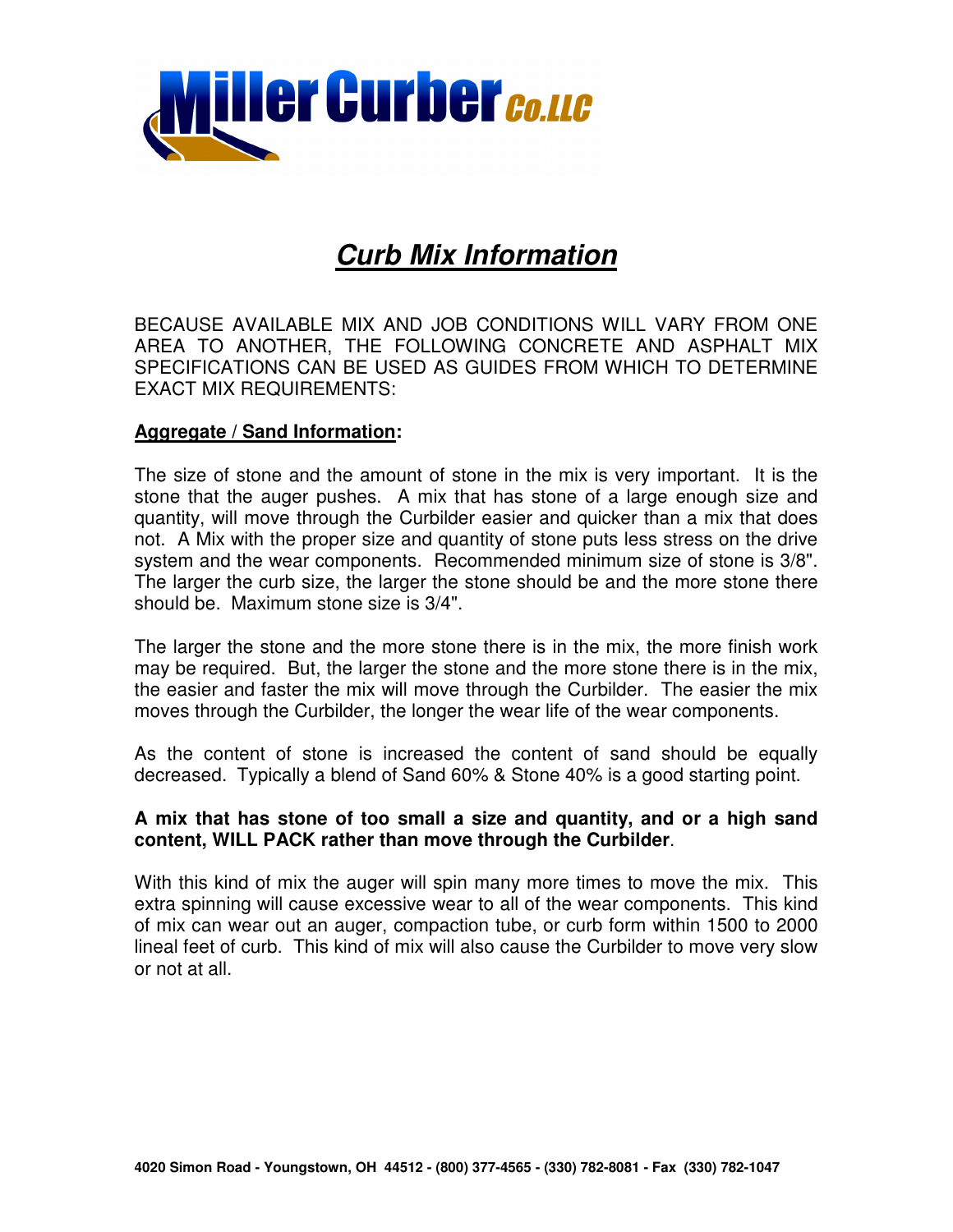# *Curb Mix Information*

BECAUSE AVAILABLE MIX AND JOB CONDITIONS WILL VARY FROM ONE AREA TO ANOTHER, THE FOLLOWING CONCRETE AND ASPHALT MIX SPECIFICATIONS CAN BE USED AS GUIDES FROM WHICH TO DETERMINE EXACT MIX REQUIREMENTS:

**Aggregate / Sand Information:**

The size of stone and the amount of stone in the mix is very important. It is the stone that the auger pushes. A mix that has stone of a large enough size and quantity, will move through the Curbilder easier and quicker than a mix that does not. A Mix with the proper size and quantity of stone puts less stress on the drive system and the wear components. Recommended minimum size of stone is 3/8". The larger the curb size, the larger the stone should be and the more stone there should be. Maximum stone size is 3/4".

The larger the stone and the more stone there is in the mix, the more finish work may be required. But, the larger the stone and the more stone there is in the mix, the easier and faster the mix will move through the Curbilder. The easier the mix moves through the Curbilder, the longer the wear life of the wear components.

As the content of stone is increased the content of sand should be equally decreased. Typically a blend of Sand 60% & Stone 40% is a good starting point.

**A mix that has stone of too small a size and quantity, and or a high sand content, WILL PACK rather than move through the Curbilder**.

With this kind of mix the auger will spin many more times to move the mix. This extra spinning will cause excessive wear to all of the wear components. This kind of mix can wear out an auger, compaction tube, or curb form within 1500 to 2000 lineal feet of curb. This kind of mix will also cause the Curbilder to move very slow or not at all.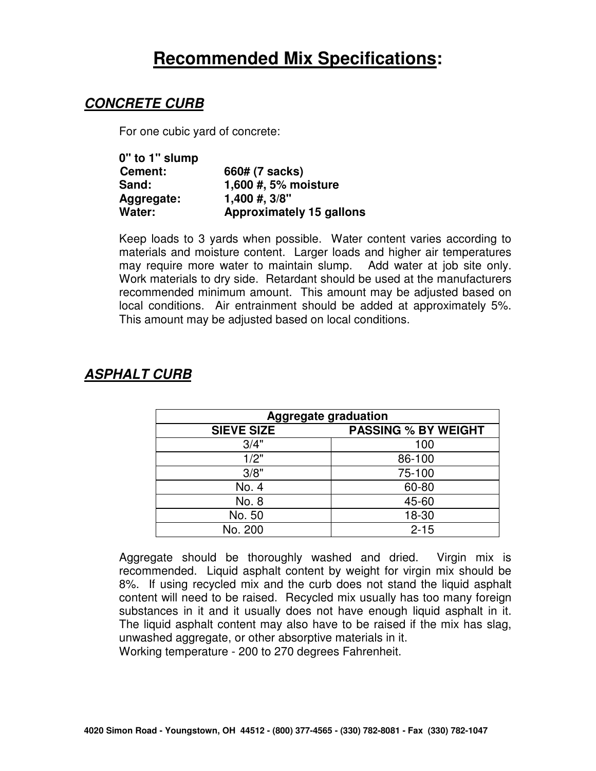# **Recommended Mix Specifications**:

## ***CONCRETE CURB***

For one cubic yard of concrete:

**0" to 1" slump**
**Cement:** **660# (7 sacks)**
**Sand:** **1,600 #, 5% moisture**
**Aggregate:** **1,400 #, 3/8"**
**Water:** **Approximately 15 gallons**

Keep loads to 3 yards when possible. Water content varies according to materials and moisture content. Larger loads and higher air temperatures may require more water to maintain slump. Add water at job site only. Work materials to dry side. Retardant should be used at the manufacturers recommended minimum amount. This amount may be adjusted based on local conditions. Air entrainment should be added at approximately 5%. This amount may be adjusted based on local conditions.

## ***ASPHALT CURB***

| **Aggregate graduation** | |
|---|---|
| **SIEVE SIZE** | **PASSING % BY WEIGHT** |
| 3/4" | 100 |
| 1/2" | 86-100 |
| 3/8" | 75-100 |
| No. 4 | 60-80 |
| No. 8 | 45-60 |
| No. 50 | 18-30 |
| No. 200 | 2-15 |

Aggregate should be thoroughly washed and dried. Virgin mix is recommended. Liquid asphalt content by weight for virgin mix should be 8%. If using recycled mix and the curb does not stand the liquid asphalt content will need to be raised. Recycled mix usually has too many foreign substances in it and it usually does not have enough liquid asphalt in it. The liquid asphalt content may also have to be raised if the mix has slag, unwashed aggregate, or other absorptive materials in it.
Working temperature - 200 to 270 degrees Fahrenheit.

**4020 Simon Road - Youngstown, OH 44512 - (800) 377-4565 - (330) 782-8081 - Fax (330) 782-1047**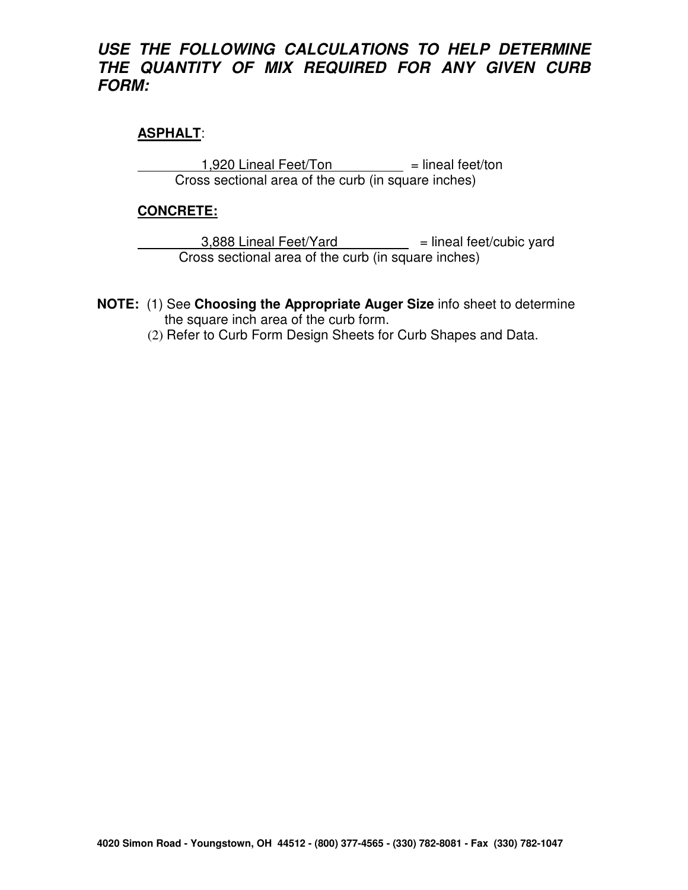***USE THE FOLLOWING CALCULATIONS TO HELP DETERMINE THE QUANTITY OF MIX REQUIRED FOR ANY GIVEN CURB FORM:***

**ASPHALT**:

$$\frac{\text{1,920 Lineal Feet/Ton}}{\text{Cross sectional area of the curb (in square inches)}} = \text{lineal feet/ton}$$

**CONCRETE:**

$$\frac{\text{3,888 Lineal Feet/Yard}}{\text{Cross sectional area of the curb (in square inches)}} = \text{lineal feet/cubic yard}$$

**NOTE:** (1) See **Choosing the Appropriate Auger Size** info sheet to determine the square inch area of the curb form.
(2) Refer to Curb Form Design Sheets for Curb Shapes and Data.

4020 Simon Road - Youngstown, OH 44512 - (800) 377-4565 - (330) 782-8081 - Fax (330) 782-1047